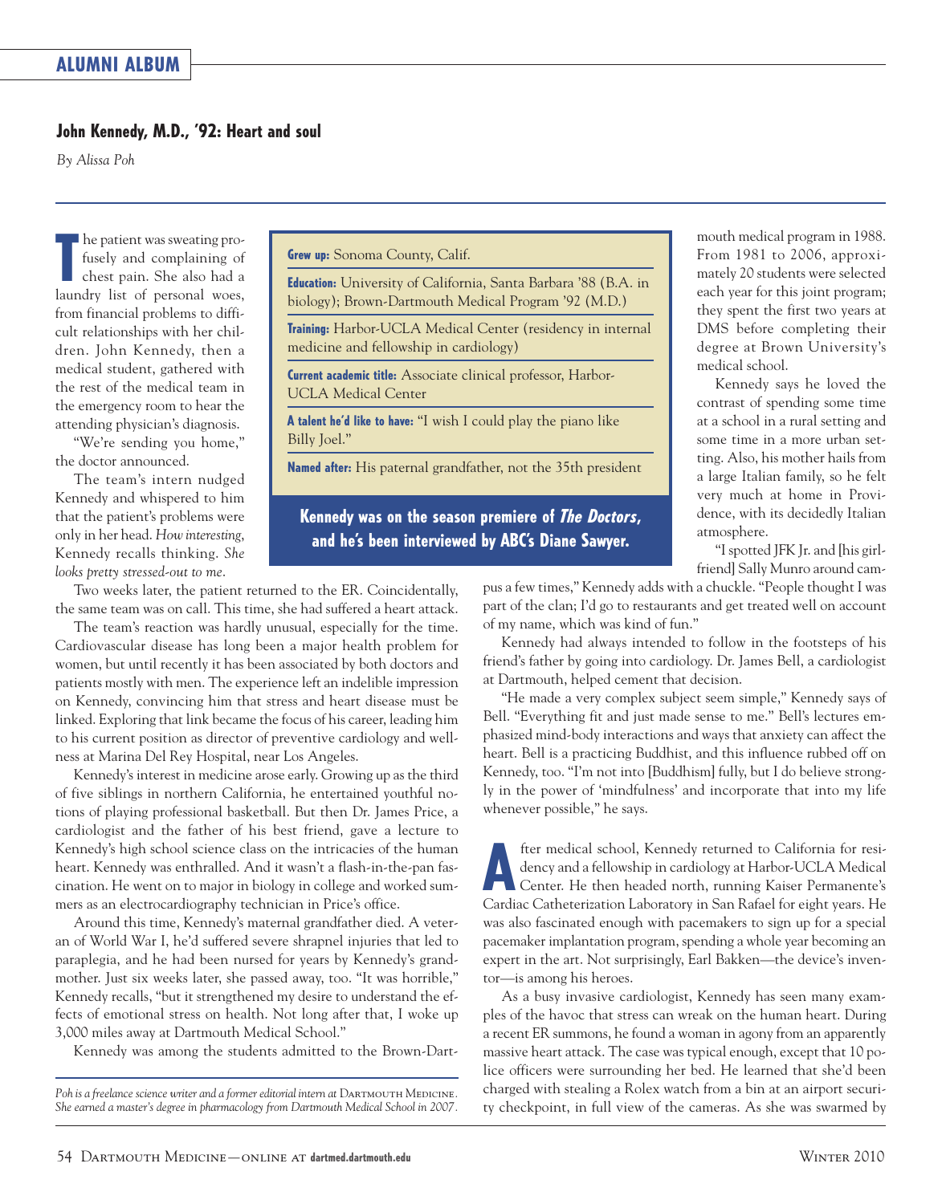# John Kennedy, M.D., '92: Heart and soul

*By Alissa Poh*

The patient was sweating profusely and complaining of chest pain. She also had a laundry list of personal woes, from financial problems to difficult relationships with her children. John Kennedy, then a medical student, gathered with the rest of the medical team in the emergency room to hear the attending physician's diagnosis.

"We're sending you home," the doctor announced.

The team's intern nudged Kennedy and whispered to him that the patient's problems were only in her head. *How interesting*, Kennedy recalls thinking. *She looks pretty stressed-out to me*.

Two weeks later, the patient returned to the ER. Coincidentally, the same team was on call. This time, she had suffered a heart attack.

The team's reaction was hardly unusual, especially for the time. Cardiovascular disease has long been a major health problem for women, but until recently it has been associated by both doctors and patients mostly with men. The experience left an indelible impression on Kennedy, convincing him that stress and heart disease must be linked. Exploring that link became the focus of his career, leading him to his current position as director of preventive cardiology and wellness at Marina Del Rey Hospital, near Los Angeles.

Kennedy's interest in medicine arose early. Growing up as the third of five siblings in northern California, he entertained youthful notions of playing professional basketball. But then Dr. James Price, a cardiologist and the father of his best friend, gave a lecture to Kennedy's high school science class on the intricacies of the human heart. Kennedy was enthralled. And it wasn't a flash-in-the-pan fascination. He went on to major in biology in college and worked summers as an electrocardiography technician in Price's office.

Around this time, Kennedy's maternal grandfather died. A veteran of World War I, he'd suffered severe shrapnel injuries that led to paraplegia, and he had been nursed for years by Kennedy's grandmother. Just six weeks later, she passed away, too. "It was horrible," Kennedy recalls, "but it strengthened my desire to understand the effects of emotional stress on health. Not long after that, I woke up 3,000 miles away at Dartmouth Medical School."

Kennedy was among the students admitted to the Brown-Dartmouth medical program in 1988. From 1981 to 2006, approximately 20 students were selected each year for this joint program; they spent the first two years at DMS before completing their degree at Brown University's medical school.

**Grew up:** Sonoma County, Calif.

**Education:** University of California, Santa Barbara '88 (B.A. in biology); Brown-Dartmouth Medical Program '92 (M.D.)

**Training:** Harbor-UCLA Medical Center (residency in internal medicine and fellowship in cardiology)

**Current academic title:** Associate clinical professor, Harbor-UCLA Medical Center

**A talent he'd like to have:** "I wish I could play the piano like Billy Joel."

**Named after:** His paternal grandfather, not the 35th president

**Kennedy was on the season premiere of *The Doctors*, and he's been interviewed by ABC's Diane Sawyer.**

Kennedy says he loved the contrast of spending some time at a school in a rural setting and some time in a more urban setting. Also, his mother hails from a large Italian family, so he felt very much at home in Providence, with its decidedly Italian atmosphere.

"I spotted JFK Jr. and [his girlfriend] Sally Munro around campus a few times," Kennedy adds with a chuckle. "People thought I was part of the clan; I'd go to restaurants and get treated well on account of my name, which was kind of fun."

Kennedy had always intended to follow in the footsteps of his friend's father by going into cardiology. Dr. James Bell, a cardiologist at Dartmouth, helped cement that decision.

"He made a very complex subject seem simple," Kennedy says of Bell. "Everything fit and just made sense to me." Bell's lectures emphasized mind-body interactions and ways that anxiety can affect the heart. Bell is a practicing Buddhist, and this influence rubbed off on Kennedy, too. "I'm not into [Buddhism] fully, but I do believe strongly in the power of 'mindfulness' and incorporate that into my life whenever possible," he says.

After medical school, Kennedy returned to California for residency and a fellowship in cardiology at Harbor-UCLA Medical Center. He then headed north, running Kaiser Permanente's Cardiac Catheterization Laboratory in San Rafael for eight years. He was also fascinated enough with pacemakers to sign up for a special pacemaker implantation program, spending a whole year becoming an expert in the art. Not surprisingly, Earl Bakken—the device's inventor—is among his heroes.

As a busy invasive cardiologist, Kennedy has seen many examples of the havoc that stress can wreak on the human heart. During a recent ER summons, he found a woman in agony from an apparently massive heart attack. The case was typical enough, except that 10 police officers were surrounding her bed. He learned that she'd been charged with stealing a Rolex watch from a bin at an airport security checkpoint, in full view of the cameras. As she was swarmed by

*Poh is a freelance science writer and a former editorial intern at Dartmouth Medicine. She earned a master's degree in pharmacology from Dartmouth Medical School in 2007.*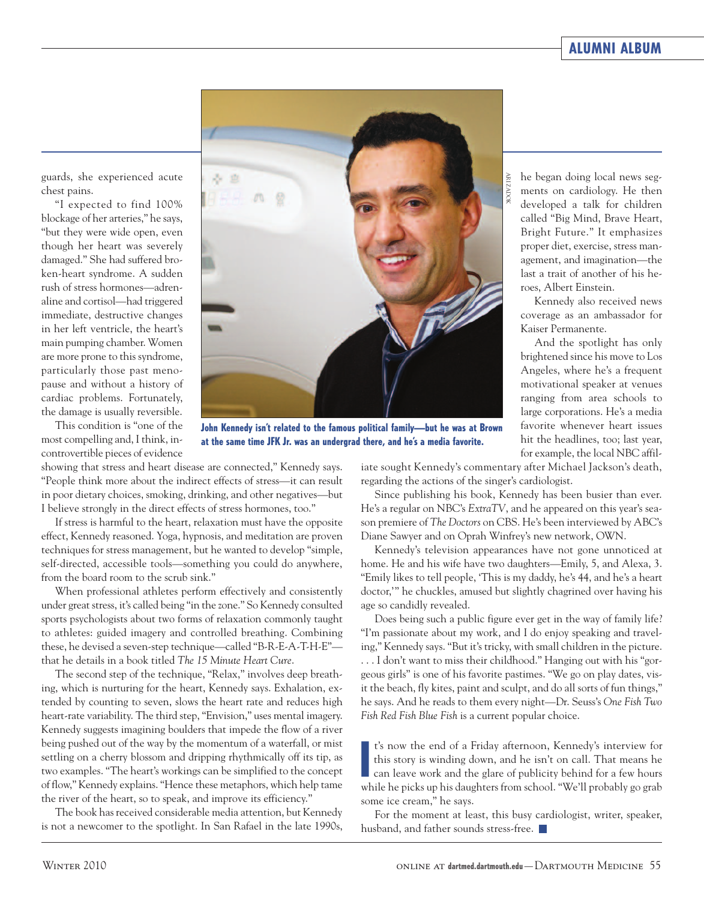guards, she experienced acute chest pains.

"I expected to find 100% blockage of her arteries," he says, "but they were wide open, even though her heart was severely damaged." She had suffered broken-heart syndrome. A sudden rush of stress hormones—adrenaline and cortisol—had triggered immediate, destructive changes in her left ventricle, the heart's main pumping chamber. Women are more prone to this syndrome, particularly those past menopause and without a history of cardiac problems. Fortunately, the damage is usually reversible.

This condition is "one of the most compelling and, I think, incontrovertible pieces of evidence showing that stress and heart disease are connected," Kennedy says. "People think more about the indirect effects of stress—it can result in poor dietary choices, smoking, drinking, and other negatives—but I believe strongly in the direct effects of stress hormones, too."

If stress is harmful to the heart, relaxation must have the opposite effect, Kennedy reasoned. Yoga, hypnosis, and meditation are proven techniques for stress management, but he wanted to develop "simple, self-directed, accessible tools—something you could do anywhere, from the board room to the scrub sink."

When professional athletes perform effectively and consistently under great stress, it's called being "in the zone." So Kennedy consulted sports psychologists about two forms of relaxation commonly taught to athletes: guided imagery and controlled breathing. Combining these, he devised a seven-step technique—called "B-R-E-A-T-H-E"—that he details in a book titled *The 15 Minute Heart Cure*.

The second step of the technique, "Relax," involves deep breathing, which is nurturing for the heart, Kennedy says. Exhalation, extended by counting to seven, slows the heart rate and reduces high heart-rate variability. The third step, "Envision," uses mental imagery. Kennedy suggests imagining boulders that impede the flow of a river being pushed out of the way by the momentum of a waterfall, or mist settling on a cherry blossom and dripping rhythmically off its tip, as two examples. "The heart's workings can be simplified to the concept of flow," Kennedy explains. "Hence these metaphors, which help tame the river of the heart, so to speak, and improve its efficiency."

The book has received considerable media attention, but Kennedy is not a newcomer to the spotlight. In San Rafael in the late 1990s, he began doing local news segments on cardiology. He then developed a talk for children called "Big Mind, Brave Heart, Bright Future." It emphasizes proper diet, exercise, stress management, and imagination—the last a trait of another of his heroes, Albert Einstein.

**John Kennedy isn't related to the famous political family—but he was at Brown at the same time JFK Jr. was an undergrad there, and he's a media favorite.**

Kennedy also received news coverage as an ambassador for Kaiser Permanente.

And the spotlight has only brightened since his move to Los Angeles, where he's a frequent motivational speaker at venues ranging from area schools to large corporations. He's a media favorite whenever heart issues hit the headlines, too; last year, for example, the local NBC affiliate sought Kennedy's commentary after Michael Jackson's death, regarding the actions of the singer's cardiologist.

Since publishing his book, Kennedy has been busier than ever. He's a regular on NBC's *ExtraTV*, and he appeared on this year's season premiere of *The Doctors* on CBS. He's been interviewed by ABC's Diane Sawyer and on Oprah Winfrey's new network, OWN.

Kennedy's television appearances have not gone unnoticed at home. He and his wife have two daughters—Emily, 5, and Alexa, 3. "Emily likes to tell people, 'This is my daddy, he's 44, and he's a heart doctor,'" he chuckles, amused but slightly chagrined over having his age so candidly revealed.

Does being such a public figure ever get in the way of family life? "I'm passionate about my work, and I do enjoy speaking and traveling," Kennedy says. "But it's tricky, with small children in the picture. . . . I don't want to miss their childhood." Hanging out with his "gorgeous girls" is one of his favorite pastimes. "We go on play dates, visit the beach, fly kites, paint and sculpt, and do all sorts of fun things," he says. And he reads to them every night—Dr. Seuss's *One Fish Two Fish Red Fish Blue Fish* is a current popular choice.

It's now the end of a Friday afternoon, Kennedy's interview for this story is winding down, and he isn't on call. That means he can leave work and the glare of publicity behind for a few hours while he picks up his daughters from school. "We'll probably go grab some ice cream," he says.

For the moment at least, this busy cardiologist, writer, speaker, husband, and father sounds stress-free.